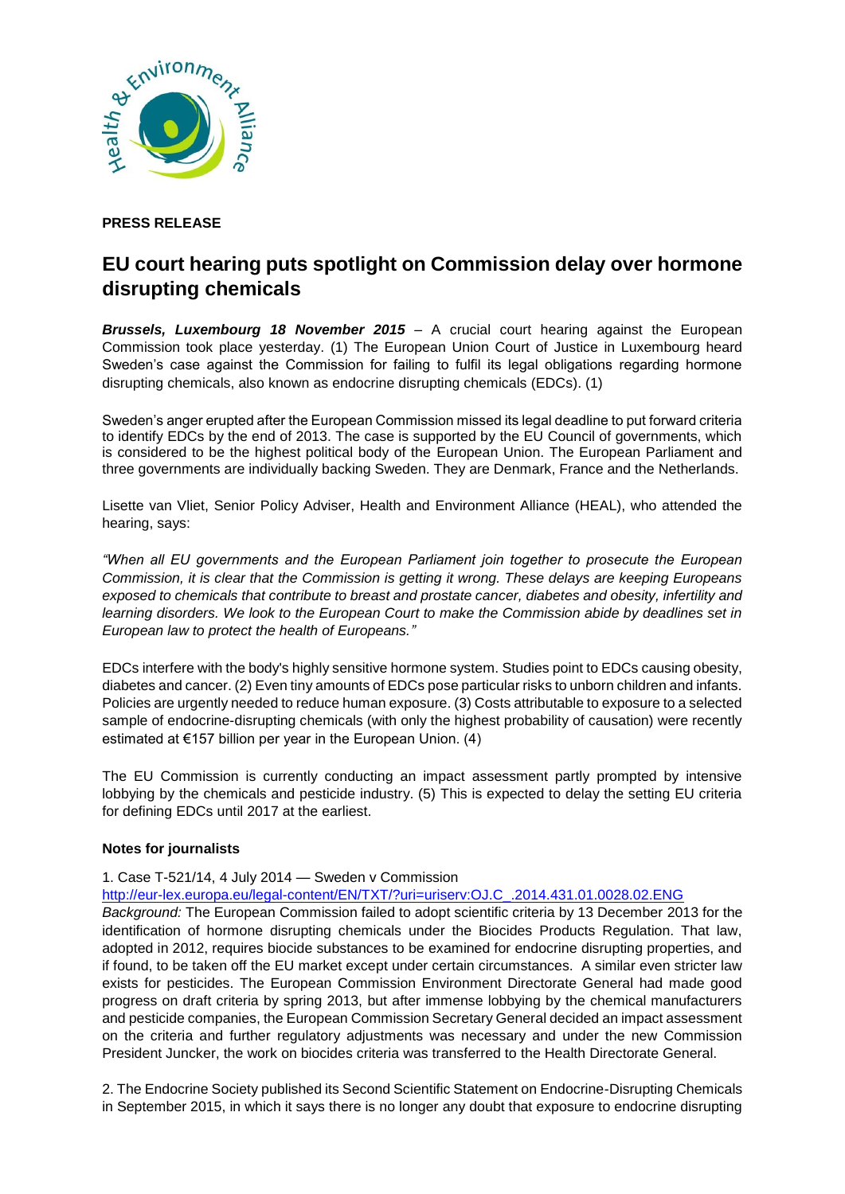**PRESS RELEASE**

# EU court hearing puts spotlight on Commission delay over hormone disrupting chemicals

***Brussels, Luxembourg 18 November 2015*** – A crucial court hearing against the European Commission took place yesterday. (1) The European Union Court of Justice in Luxembourg heard Sweden's case against the Commission for failing to fulfil its legal obligations regarding hormone disrupting chemicals, also known as endocrine disrupting chemicals (EDCs). (1)

Sweden's anger erupted after the European Commission missed its legal deadline to put forward criteria to identify EDCs by the end of 2013. The case is supported by the EU Council of governments, which is considered to be the highest political body of the European Union. The European Parliament and three governments are individually backing Sweden. They are Denmark, France and the Netherlands.

Lisette van Vliet, Senior Policy Adviser, Health and Environment Alliance (HEAL), who attended the hearing, says:

*"When all EU governments and the European Parliament join together to prosecute the European Commission, it is clear that the Commission is getting it wrong. These delays are keeping Europeans exposed to chemicals that contribute to breast and prostate cancer, diabetes and obesity, infertility and learning disorders. We look to the European Court to make the Commission abide by deadlines set in European law to protect the health of Europeans."*

EDCs interfere with the body's highly sensitive hormone system. Studies point to EDCs causing obesity, diabetes and cancer. (2) Even tiny amounts of EDCs pose particular risks to unborn children and infants. Policies are urgently needed to reduce human exposure. (3) Costs attributable to exposure to a selected sample of endocrine-disrupting chemicals (with only the highest probability of causation) were recently estimated at €157 billion per year in the European Union. (4)

The EU Commission is currently conducting an impact assessment partly prompted by intensive lobbying by the chemicals and pesticide industry. (5) This is expected to delay the setting EU criteria for defining EDCs until 2017 at the earliest.

**Notes for journalists**

1. Case T-521/14, 4 July 2014 — Sweden v Commission
http://eur-lex.europa.eu/legal-content/EN/TXT/?uri=uriserv:OJ.C_.2014.431.01.0028.02.ENG
*Background:* The European Commission failed to adopt scientific criteria by 13 December 2013 for the identification of hormone disrupting chemicals under the Biocides Products Regulation. That law, adopted in 2012, requires biocide substances to be examined for endocrine disrupting properties, and if found, to be taken off the EU market except under certain circumstances. A similar even stricter law exists for pesticides. The European Commission Environment Directorate General had made good progress on draft criteria by spring 2013, but after immense lobbying by the chemical manufacturers and pesticide companies, the European Commission Secretary General decided an impact assessment on the criteria and further regulatory adjustments was necessary and under the new Commission President Juncker, the work on biocides criteria was transferred to the Health Directorate General.

2. The Endocrine Society published its Second Scientific Statement on Endocrine-Disrupting Chemicals in September 2015, in which it says there is no longer any doubt that exposure to endocrine disrupting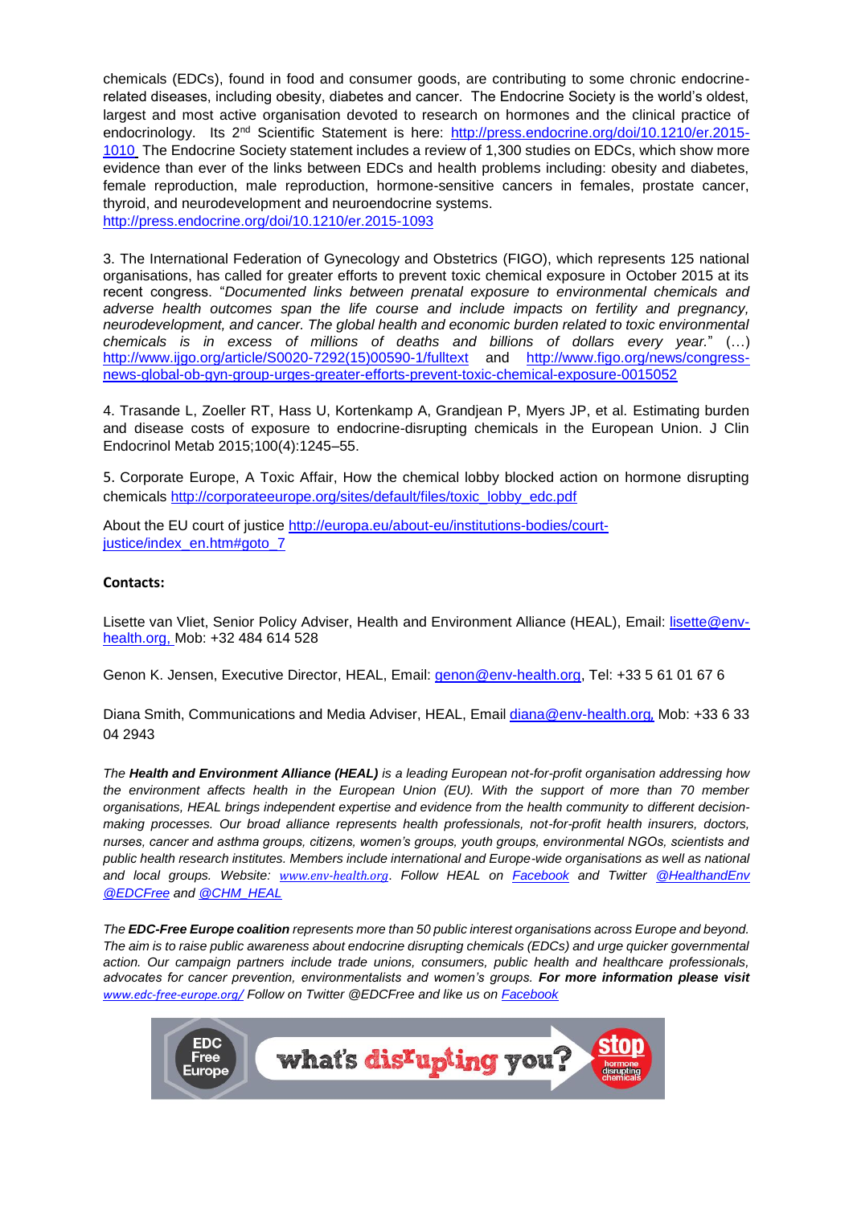chemicals (EDCs), found in food and consumer goods, are contributing to some chronic endocrine-related diseases, including obesity, diabetes and cancer. The Endocrine Society is the world's oldest, largest and most active organisation devoted to research on hormones and the clinical practice of endocrinology. Its 2nd Scientific Statement is here: http://press.endocrine.org/doi/10.1210/er.2015-1010 The Endocrine Society statement includes a review of 1,300 studies on EDCs, which show more evidence than ever of the links between EDCs and health problems including: obesity and diabetes, female reproduction, male reproduction, hormone-sensitive cancers in females, prostate cancer, thyroid, and neurodevelopment and neuroendocrine systems.
http://press.endocrine.org/doi/10.1210/er.2015-1093

3. The International Federation of Gynecology and Obstetrics (FIGO), which represents 125 national organisations, has called for greater efforts to prevent toxic chemical exposure in October 2015 at its recent congress. "*Documented links between prenatal exposure to environmental chemicals and adverse health outcomes span the life course and include impacts on fertility and pregnancy, neurodevelopment, and cancer. The global health and economic burden related to toxic environmental chemicals is in excess of millions of deaths and billions of dollars every year.*" (…) http://www.ijgo.org/article/S0020-7292(15)00590-1/fulltext and http://www.figo.org/news/congress-news-global-ob-gyn-group-urges-greater-efforts-prevent-toxic-chemical-exposure-0015052

4. Trasande L, Zoeller RT, Hass U, Kortenkamp A, Grandjean P, Myers JP, et al. Estimating burden and disease costs of exposure to endocrine-disrupting chemicals in the European Union. J Clin Endocrinol Metab 2015;100(4):1245–55.

5. Corporate Europe, A Toxic Affair, How the chemical lobby blocked action on hormone disrupting chemicals http://corporateeurope.org/sites/default/files/toxic_lobby_edc.pdf

About the EU court of justice http://europa.eu/about-eu/institutions-bodies/court-justice/index_en.htm#goto_7

**Contacts:**

Lisette van Vliet, Senior Policy Adviser, Health and Environment Alliance (HEAL), Email: lisette@env-health.org, Mob: +32 484 614 528

Genon K. Jensen, Executive Director, HEAL, Email: genon@env-health.org, Tel: +33 5 61 01 67 6

Diana Smith, Communications and Media Adviser, HEAL, Email diana@env-health.org, Mob: +33 6 33 04 2943

*The **Health and Environment Alliance (HEAL)** is a leading European not-for-profit organisation addressing how the environment affects health in the European Union (EU). With the support of more than 70 member organisations, HEAL brings independent expertise and evidence from the health community to different decision-making processes. Our broad alliance represents health professionals, not-for-profit health insurers, doctors, nurses, cancer and asthma groups, citizens, women's groups, youth groups, environmental NGOs, scientists and public health research institutes. Members include international and Europe-wide organisations as well as national and local groups. Website: www.env-health.org. Follow HEAL on Facebook and Twitter @HealthandEnv @EDCFree and @CHM_HEAL*

*The **EDC-Free Europe coalition** represents more than 50 public interest organisations across Europe and beyond. The aim is to raise public awareness about endocrine disrupting chemicals (EDCs) and urge quicker governmental action. Our campaign partners include trade unions, consumers, public health and healthcare professionals, advocates for cancer prevention, environmentalists and women's groups. **For more information please visit** www.edc-free-europe.org/ Follow on Twitter @EDCFree and like us on Facebook*

EDC Free Europe

what's disrupting you?

stop hormone disrupting chemicals